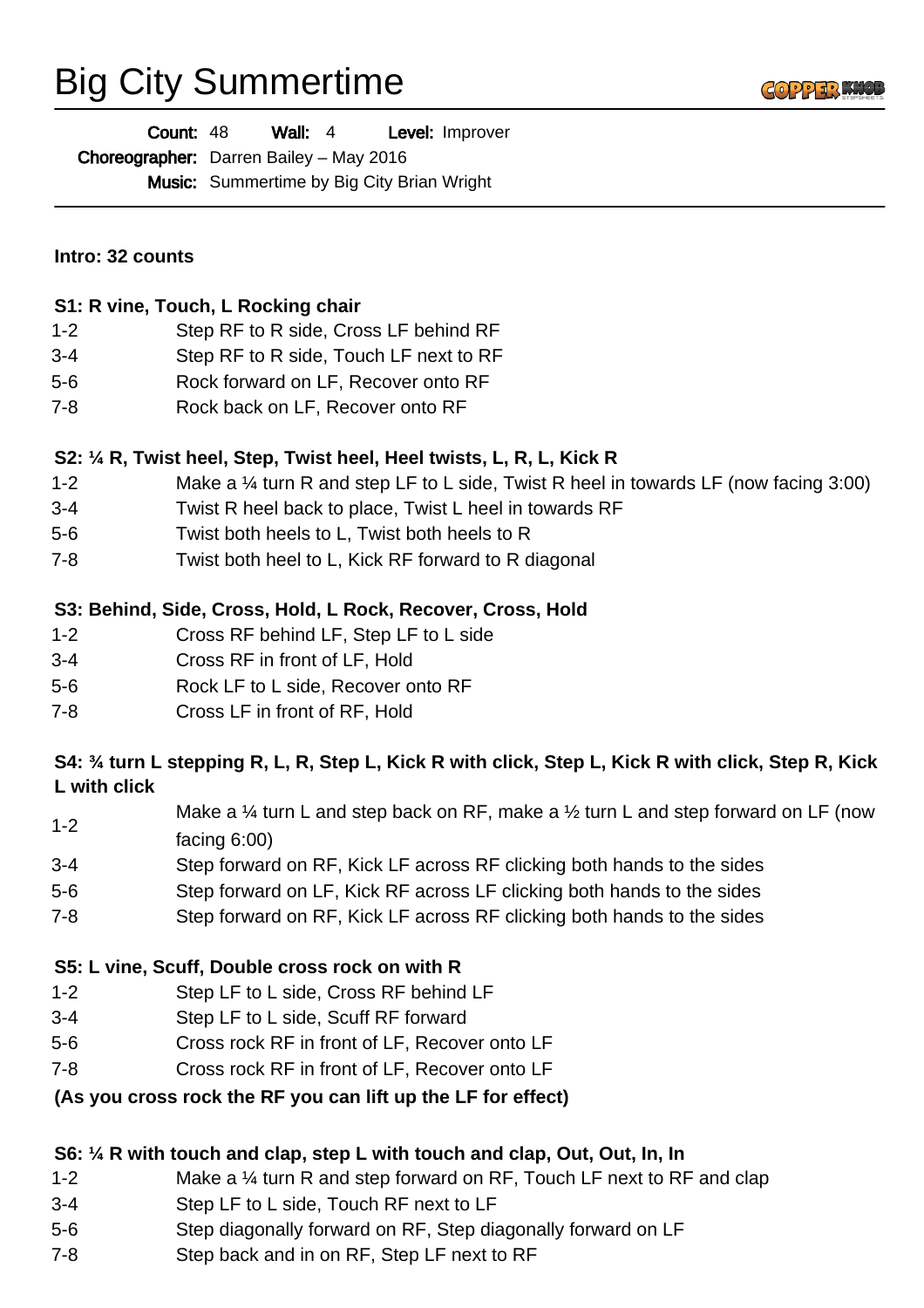# Big City Summertime

**Count:** 48 **Wall:** 4 **Level:** Improver
**Choreographer:** Darren Bailey – May 2016
**Music:** Summertime by Big City Brian Wright

---

**Intro: 32 counts**

**S1: R vine, Touch, L Rocking chair**

| | |
|---|---|
| 1-2 | Step RF to R side, Cross LF behind RF |
| 3-4 | Step RF to R side, Touch LF next to RF |
| 5-6 | Rock forward on LF, Recover onto RF |
| 7-8 | Rock back on LF, Recover onto RF |

**S2: ¼ R, Twist heel, Step, Twist heel, Heel twists, L, R, L, Kick R**

| | |
|---|---|
| 1-2 | Make a ¼ turn R and step LF to L side, Twist R heel in towards LF (now facing 3:00) |
| 3-4 | Twist R heel back to place, Twist L heel in towards RF |
| 5-6 | Twist both heels to L, Twist both heels to R |
| 7-8 | Twist both heel to L, Kick RF forward to R diagonal |

**S3: Behind, Side, Cross, Hold, L Rock, Recover, Cross, Hold**

| | |
|---|---|
| 1-2 | Cross RF behind LF, Step LF to L side |
| 3-4 | Cross RF in front of LF, Hold |
| 5-6 | Rock LF to L side, Recover onto RF |
| 7-8 | Cross LF in front of RF, Hold |

**S4: ¾ turn L stepping R, L, R, Step L, Kick R with click, Step L, Kick R with click, Step R, Kick L with click**

| | |
|---|---|
| 1-2 | Make a ¼ turn L and step back on RF, make a ½ turn L and step forward on LF (now facing 6:00) |
| 3-4 | Step forward on RF, Kick LF across RF clicking both hands to the sides |
| 5-6 | Step forward on LF, Kick RF across LF clicking both hands to the sides |
| 7-8 | Step forward on RF, Kick LF across RF clicking both hands to the sides |

**S5: L vine, Scuff, Double cross rock on with R**

| | |
|---|---|
| 1-2 | Step LF to L side, Cross RF behind LF |
| 3-4 | Step LF to L side, Scuff RF forward |
| 5-6 | Cross rock RF in front of LF, Recover onto LF |
| 7-8 | Cross rock RF in front of LF, Recover onto LF |

**(As you cross rock the RF you can lift up the LF for effect)**

**S6: ¼ R with touch and clap, step L with touch and clap, Out, Out, In, In**

| | |
|---|---|
| 1-2 | Make a ¼ turn R and step forward on RF, Touch LF next to RF and clap |
| 3-4 | Step LF to L side, Touch RF next to LF |
| 5-6 | Step diagonally forward on RF, Step diagonally forward on LF |
| 7-8 | Step back and in on RF, Step LF next to RF |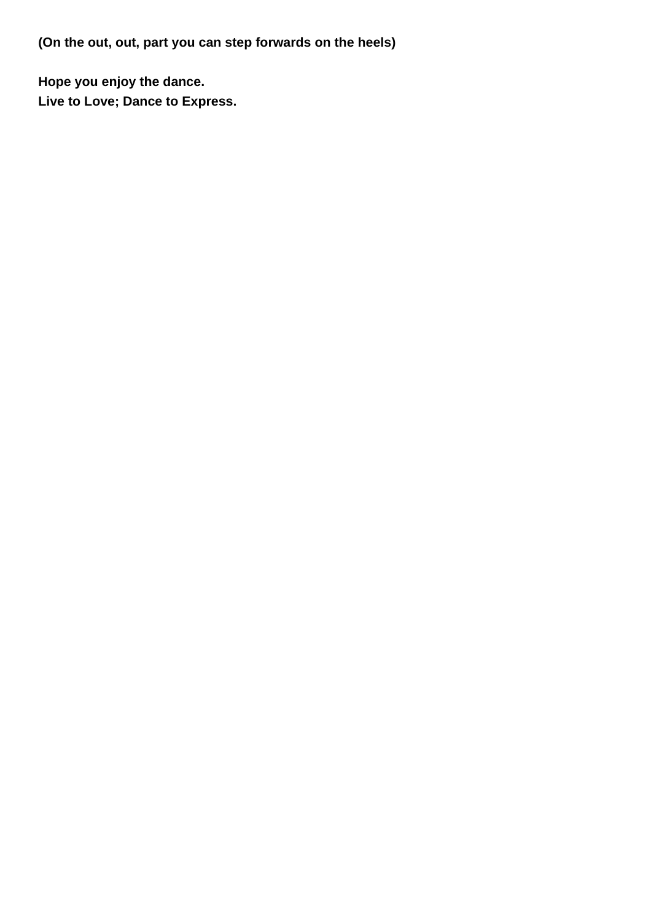**(On the out, out, part you can step forwards on the heels)**

**Hope you enjoy the dance.**
**Live to Love; Dance to Express.**